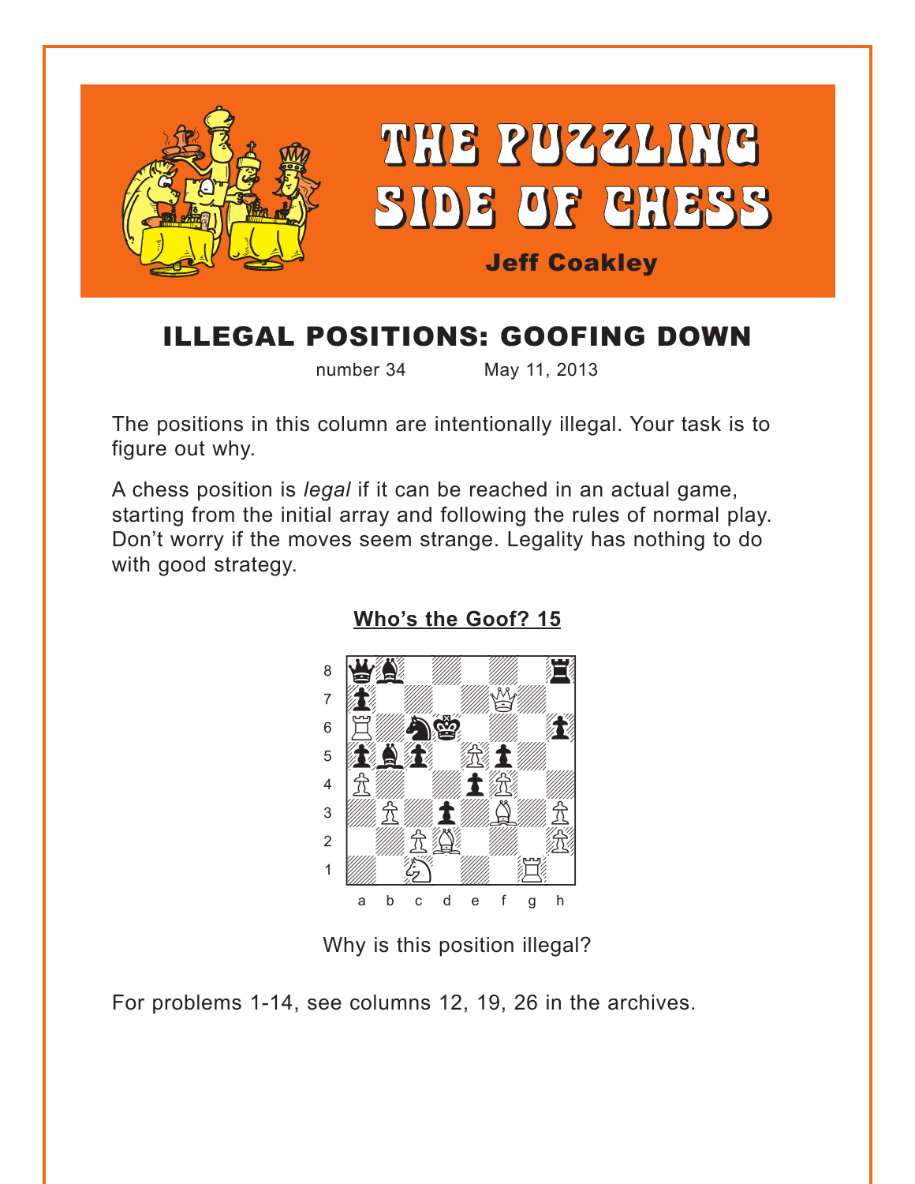# THE PUZZLING SIDE OF CHESS

Jeff Coakley

## ILLEGAL POSITIONS: GOOFING DOWN

number 34 May 11, 2013

The positions in this column are intentionally illegal. Your task is to figure out why.

A chess position is *legal* if it can be reached in an actual game, starting from the initial array and following the rules of normal play. Don't worry if the moves seem strange. Legality has nothing to do with good strategy.

**Who's the Goof? 15**

Why is this position illegal?

For problems 1-14, see columns 12, 19, 26 in the archives.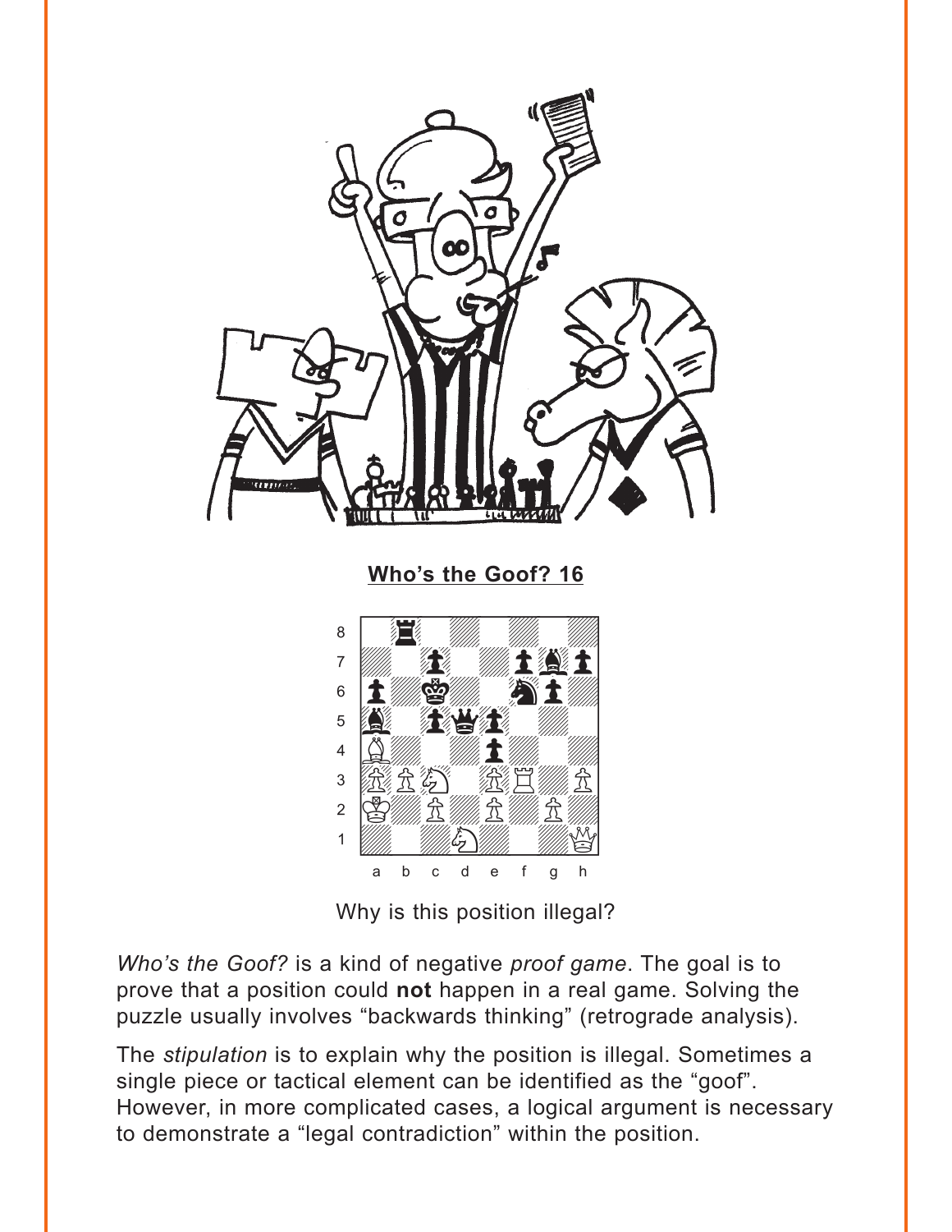## Who's the Goof? 16

Why is this position illegal?

*Who's the Goof?* is a kind of negative *proof game*. The goal is to prove that a position could **not** happen in a real game. Solving the puzzle usually involves "backwards thinking" (retrograde analysis).

The *stipulation* is to explain why the position is illegal. Sometimes a single piece or tactical element can be identified as the "goof". However, in more complicated cases, a logical argument is necessary to demonstrate a "legal contradiction" within the position.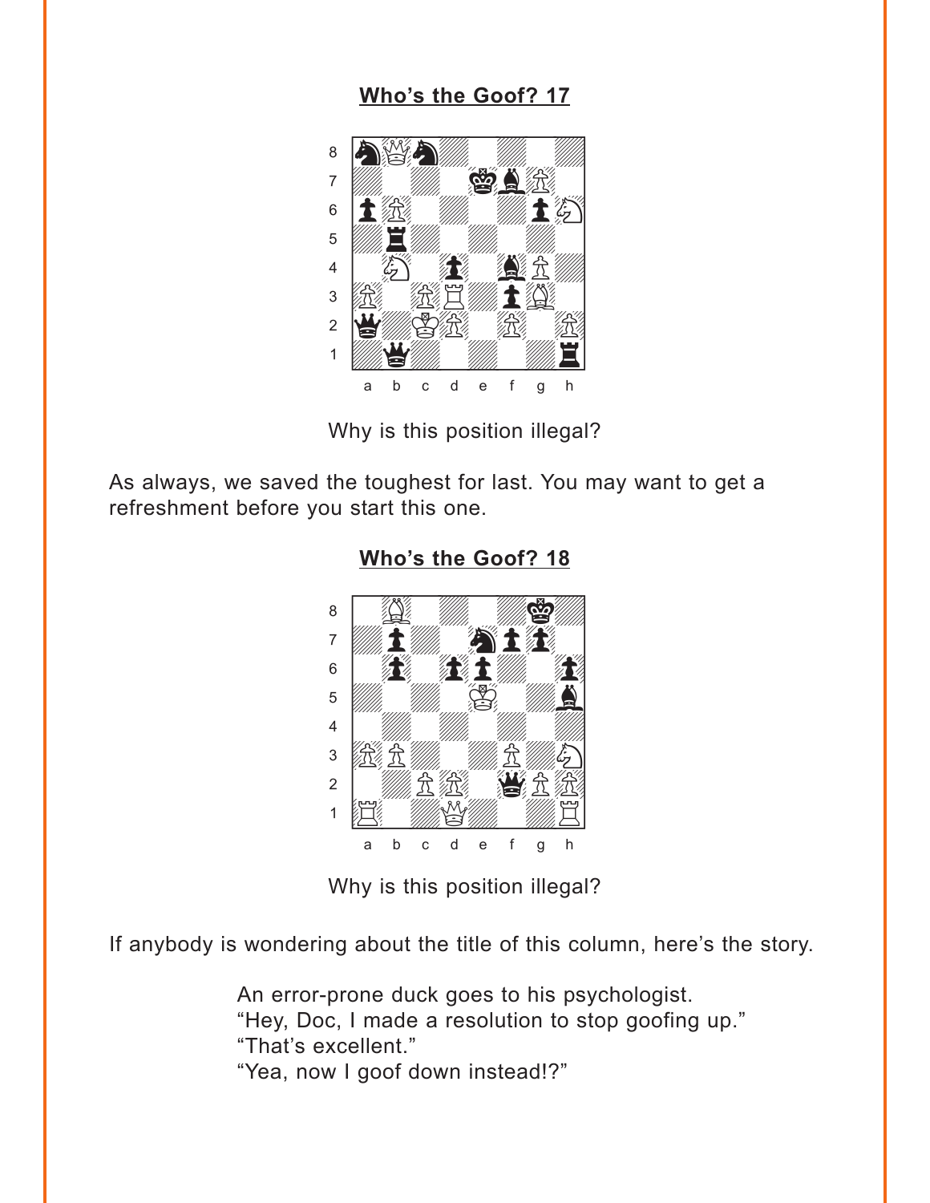**Who's the Goof? 17**

Why is this position illegal?

As always, we saved the toughest for last. You may want to get a refreshment before you start this one.

**Who's the Goof? 18**

Why is this position illegal?

If anybody is wondering about the title of this column, here's the story.

> An error-prone duck goes to his psychologist.
> "Hey, Doc, I made a resolution to stop goofing up."
> "That's excellent."
> "Yea, now I goof down instead!?"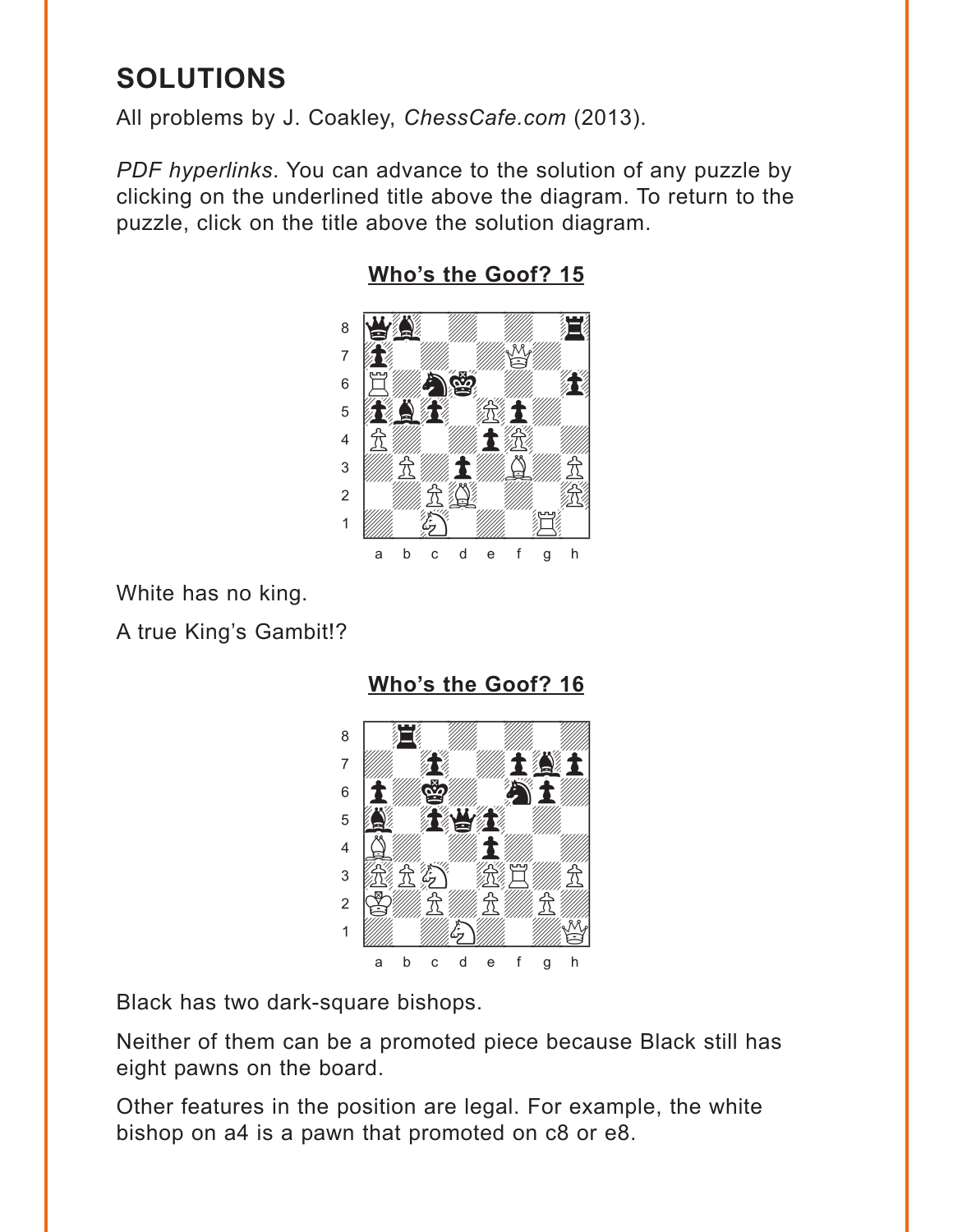## SOLUTIONS

All problems by J. Coakley, *ChessCafe.com* (2013).

*PDF hyperlinks*. You can advance to the solution of any puzzle by clicking on the underlined title above the diagram. To return to the puzzle, click on the title above the solution diagram.

### Who's the Goof? 15

White has no king.

A true King's Gambit!?

### Who's the Goof? 16

Black has two dark-square bishops.

Neither of them can be a promoted piece because Black still has eight pawns on the board.

Other features in the position are legal. For example, the white bishop on a4 is a pawn that promoted on c8 or e8.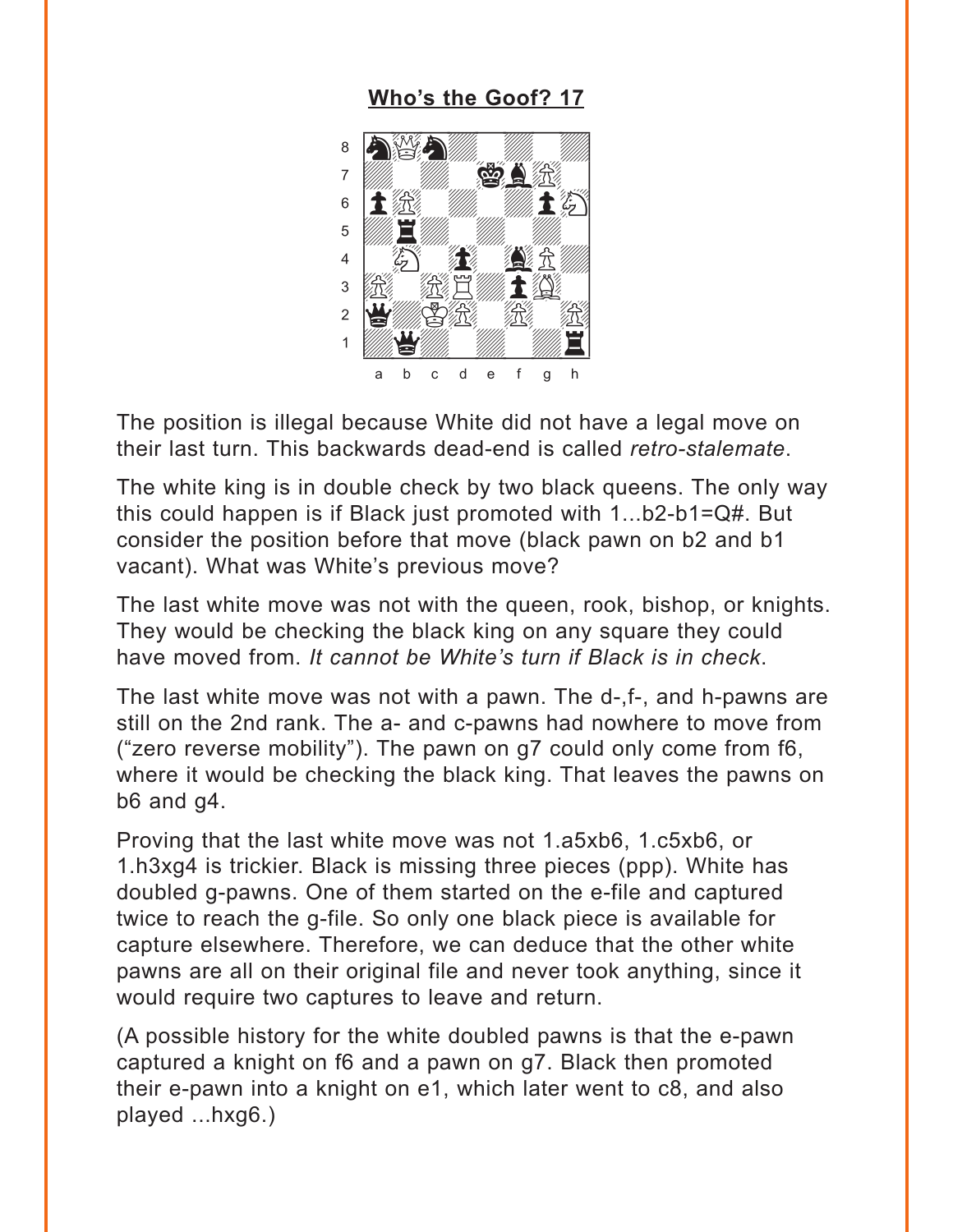# Who's the Goof? 17

The position is illegal because White did not have a legal move on their last turn. This backwards dead-end is called *retro-stalemate*.

The white king is in double check by two black queens. The only way this could happen is if Black just promoted with 1...b2-b1=Q#. But consider the position before that move (black pawn on b2 and b1 vacant). What was White's previous move?

The last white move was not with the queen, rook, bishop, or knights. They would be checking the black king on any square they could have moved from. *It cannot be White's turn if Black is in check*.

The last white move was not with a pawn. The d-,f-, and h-pawns are still on the 2nd rank. The a- and c-pawns had nowhere to move from ("zero reverse mobility"). The pawn on g7 could only come from f6, where it would be checking the black king. That leaves the pawns on b6 and g4.

Proving that the last white move was not 1.a5xb6, 1.c5xb6, or 1.h3xg4 is trickier. Black is missing three pieces (ppp). White has doubled g-pawns. One of them started on the e-file and captured twice to reach the g-file. So only one black piece is available for capture elsewhere. Therefore, we can deduce that the other white pawns are all on their original file and never took anything, since it would require two captures to leave and return.

(A possible history for the white doubled pawns is that the e-pawn captured a knight on f6 and a pawn on g7. Black then promoted their e-pawn into a knight on e1, which later went to c8, and also played ...hxg6.)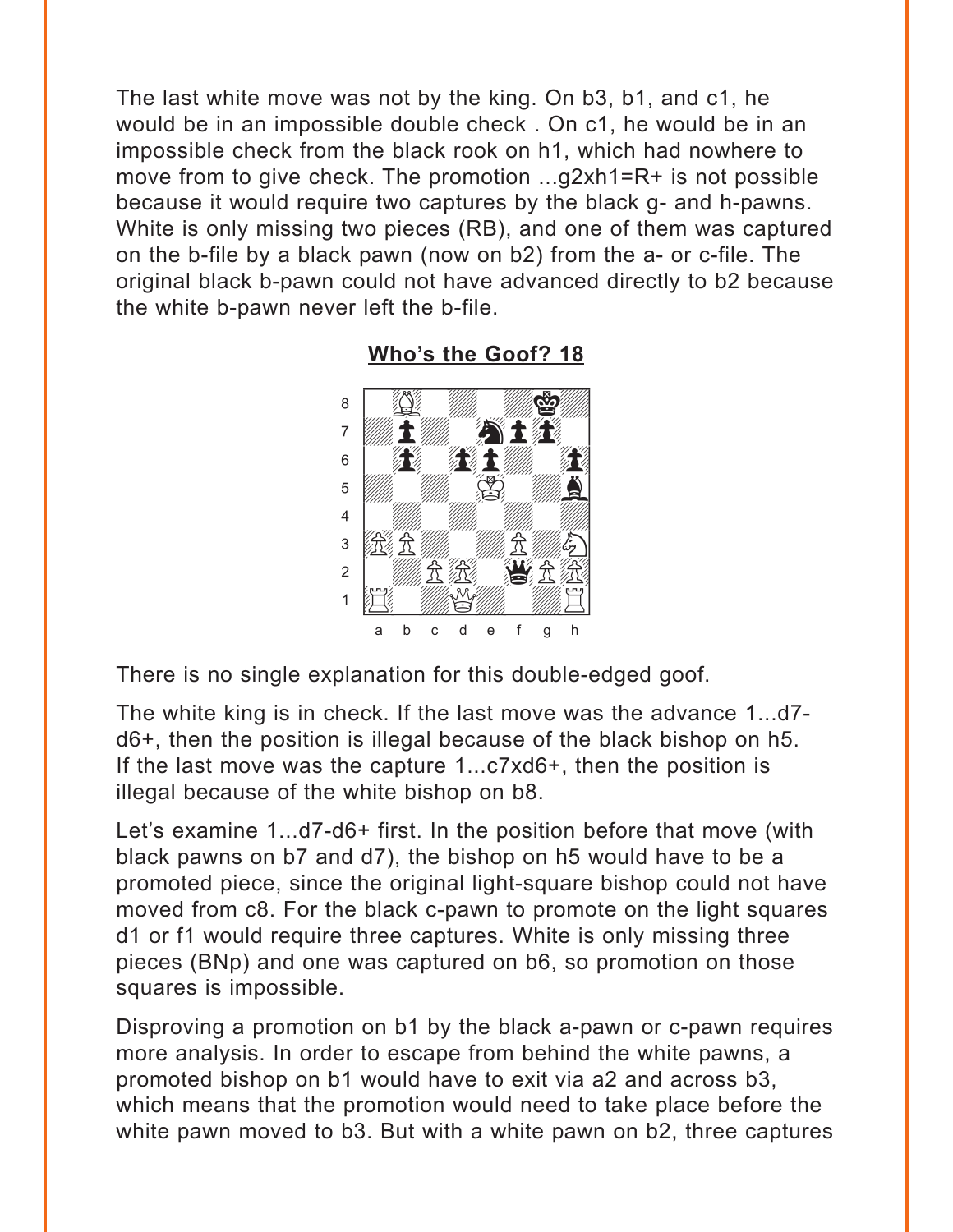The last white move was not by the king. On b3, b1, and c1, he would be in an impossible double check . On c1, he would be in an impossible check from the black rook on h1, which had nowhere to move from to give check. The promotion ...g2xh1=R+ is not possible because it would require two captures by the black g- and h-pawns. White is only missing two pieces (RB), and one of them was captured on the b-file by a black pawn (now on b2) from the a- or c-file. The original black b-pawn could not have advanced directly to b2 because the white b-pawn never left the b-file.

## Who's the Goof? 18

There is no single explanation for this double-edged goof.

The white king is in check. If the last move was the advance 1...d7-d6+, then the position is illegal because of the black bishop on h5. If the last move was the capture 1...c7xd6+, then the position is illegal because of the white bishop on b8.

Let's examine 1...d7-d6+ first. In the position before that move (with black pawns on b7 and d7), the bishop on h5 would have to be a promoted piece, since the original light-square bishop could not have moved from c8. For the black c-pawn to promote on the light squares d1 or f1 would require three captures. White is only missing three pieces (BNp) and one was captured on b6, so promotion on those squares is impossible.

Disproving a promotion on b1 by the black a-pawn or c-pawn requires more analysis. In order to escape from behind the white pawns, a promoted bishop on b1 would have to exit via a2 and across b3, which means that the promotion would need to take place before the white pawn moved to b3. But with a white pawn on b2, three captures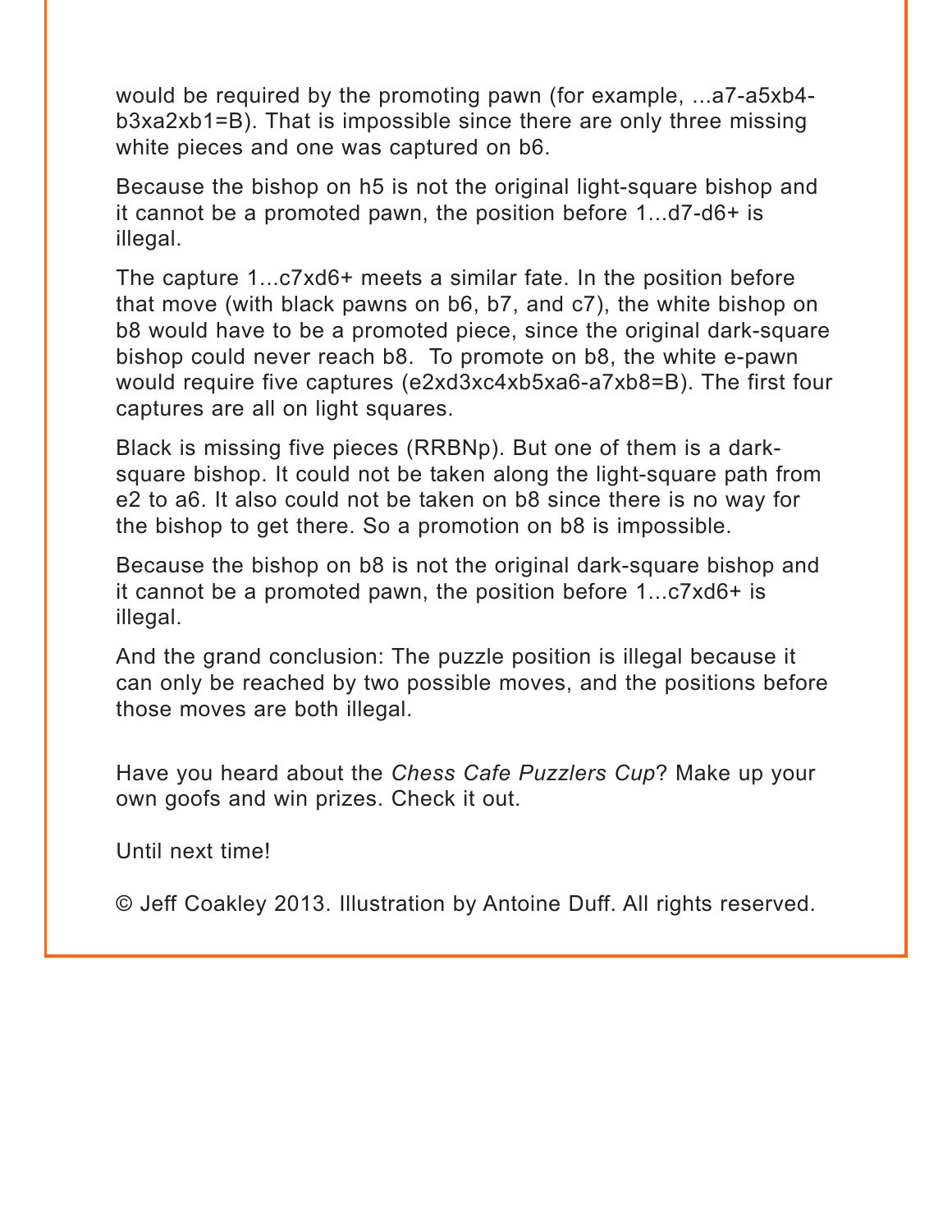would be required by the promoting pawn (for example, ...a7-a5xb4-b3xa2xb1=B). That is impossible since there are only three missing white pieces and one was captured on b6.

Because the bishop on h5 is not the original light-square bishop and it cannot be a promoted pawn, the position before 1...d7-d6+ is illegal.

The capture 1...c7xd6+ meets a similar fate. In the position before that move (with black pawns on b6, b7, and c7), the white bishop on b8 would have to be a promoted piece, since the original dark-square bishop could never reach b8. To promote on b8, the white e-pawn would require five captures (e2xd3xc4xb5xa6-a7xb8=B). The first four captures are all on light squares.

Black is missing five pieces (RRBNp). But one of them is a dark-square bishop. It could not be taken along the light-square path from e2 to a6. It also could not be taken on b8 since there is no way for the bishop to get there. So a promotion on b8 is impossible.

Because the bishop on b8 is not the original dark-square bishop and it cannot be a promoted pawn, the position before 1...c7xd6+ is illegal.

And the grand conclusion: The puzzle position is illegal because it can only be reached by two possible moves, and the positions before those moves are both illegal.

Have you heard about the *Chess Cafe Puzzlers Cup*? Make up your own goofs and win prizes. Check it out.

Until next time!

© Jeff Coakley 2013. Illustration by Antoine Duff. All rights reserved.